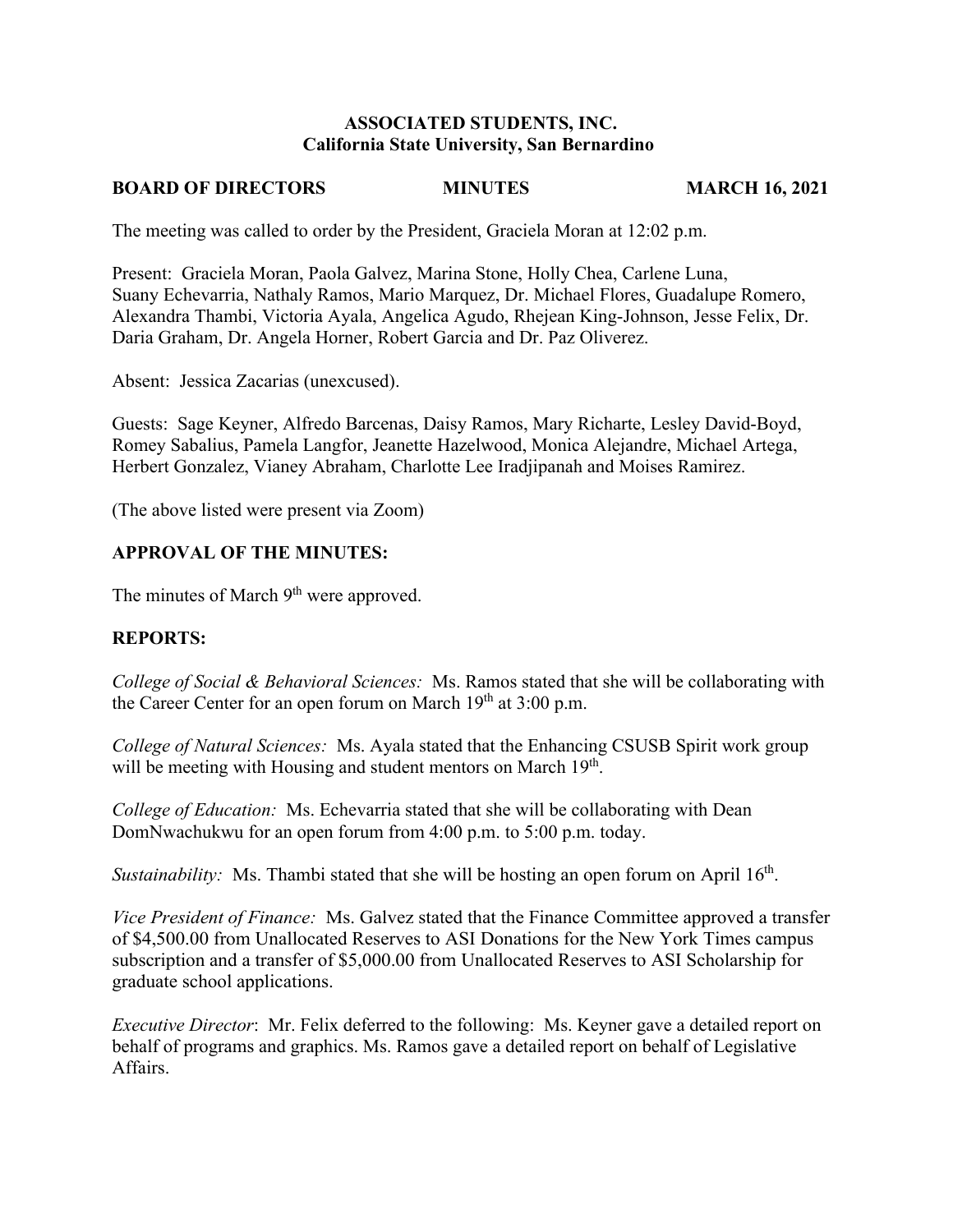**ASSOCIATED STUDENTS, INC.**
**California State University, San Bernardino**

**BOARD OF DIRECTORS** **MINUTES** **MARCH 16, 2021**

The meeting was called to order by the President, Graciela Moran at 12:02 p.m.

Present: Graciela Moran, Paola Galvez, Marina Stone, Holly Chea, Carlene Luna, Suany Echevarria, Nathaly Ramos, Mario Marquez, Dr. Michael Flores, Guadalupe Romero, Alexandra Thambi, Victoria Ayala, Angelica Agudo, Rhejean King-Johnson, Jesse Felix, Dr. Daria Graham, Dr. Angela Horner, Robert Garcia and Dr. Paz Oliverez.

Absent: Jessica Zacarias (unexcused).

Guests: Sage Keyner, Alfredo Barcenas, Daisy Ramos, Mary Richarte, Lesley David-Boyd, Romey Sabalius, Pamela Langfor, Jeanette Hazelwood, Monica Alejandre, Michael Artega, Herbert Gonzalez, Vianey Abraham, Charlotte Lee Iradjipanah and Moises Ramirez.

(The above listed were present via Zoom)

**APPROVAL OF THE MINUTES:**

The minutes of March 9th were approved.

**REPORTS:**

*College of Social & Behavioral Sciences:* Ms. Ramos stated that she will be collaborating with the Career Center for an open forum on March 19th at 3:00 p.m.

*College of Natural Sciences:* Ms. Ayala stated that the Enhancing CSUSB Spirit work group will be meeting with Housing and student mentors on March 19th.

*College of Education:* Ms. Echevarria stated that she will be collaborating with Dean DomNwachukwu for an open forum from 4:00 p.m. to 5:00 p.m. today.

*Sustainability:* Ms. Thambi stated that she will be hosting an open forum on April 16th.

*Vice President of Finance:* Ms. Galvez stated that the Finance Committee approved a transfer of $4,500.00 from Unallocated Reserves to ASI Donations for the New York Times campus subscription and a transfer of $5,000.00 from Unallocated Reserves to ASI Scholarship for graduate school applications.

*Executive Director*: Mr. Felix deferred to the following: Ms. Keyner gave a detailed report on behalf of programs and graphics. Ms. Ramos gave a detailed report on behalf of Legislative Affairs.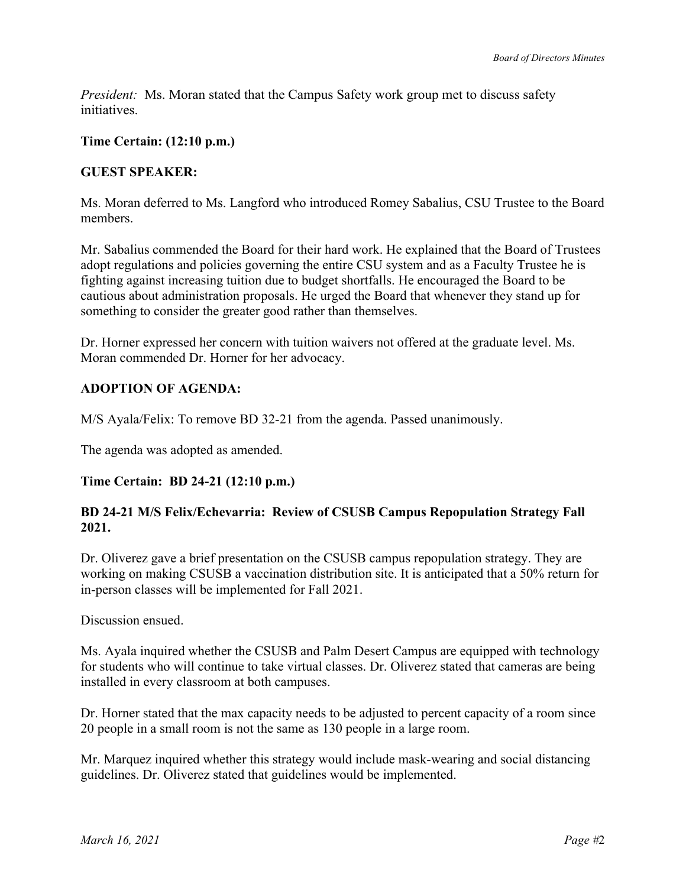*President:* Ms. Moran stated that the Campus Safety work group met to discuss safety initiatives.

**Time Certain: (12:10 p.m.)**

**GUEST SPEAKER:**

Ms. Moran deferred to Ms. Langford who introduced Romey Sabalius, CSU Trustee to the Board members.

Mr. Sabalius commended the Board for their hard work. He explained that the Board of Trustees adopt regulations and policies governing the entire CSU system and as a Faculty Trustee he is fighting against increasing tuition due to budget shortfalls. He encouraged the Board to be cautious about administration proposals. He urged the Board that whenever they stand up for something to consider the greater good rather than themselves.

Dr. Horner expressed her concern with tuition waivers not offered at the graduate level. Ms. Moran commended Dr. Horner for her advocacy.

**ADOPTION OF AGENDA:**

M/S Ayala/Felix: To remove BD 32-21 from the agenda. Passed unanimously.

The agenda was adopted as amended.

**Time Certain: BD 24-21 (12:10 p.m.)**

**BD 24-21 M/S Felix/Echevarria: Review of CSUSB Campus Repopulation Strategy Fall 2021.**

Dr. Oliverez gave a brief presentation on the CSUSB campus repopulation strategy. They are working on making CSUSB a vaccination distribution site. It is anticipated that a 50% return for in-person classes will be implemented for Fall 2021.

Discussion ensued.

Ms. Ayala inquired whether the CSUSB and Palm Desert Campus are equipped with technology for students who will continue to take virtual classes. Dr. Oliverez stated that cameras are being installed in every classroom at both campuses.

Dr. Horner stated that the max capacity needs to be adjusted to percent capacity of a room since 20 people in a small room is not the same as 130 people in a large room.

Mr. Marquez inquired whether this strategy would include mask-wearing and social distancing guidelines. Dr. Oliverez stated that guidelines would be implemented.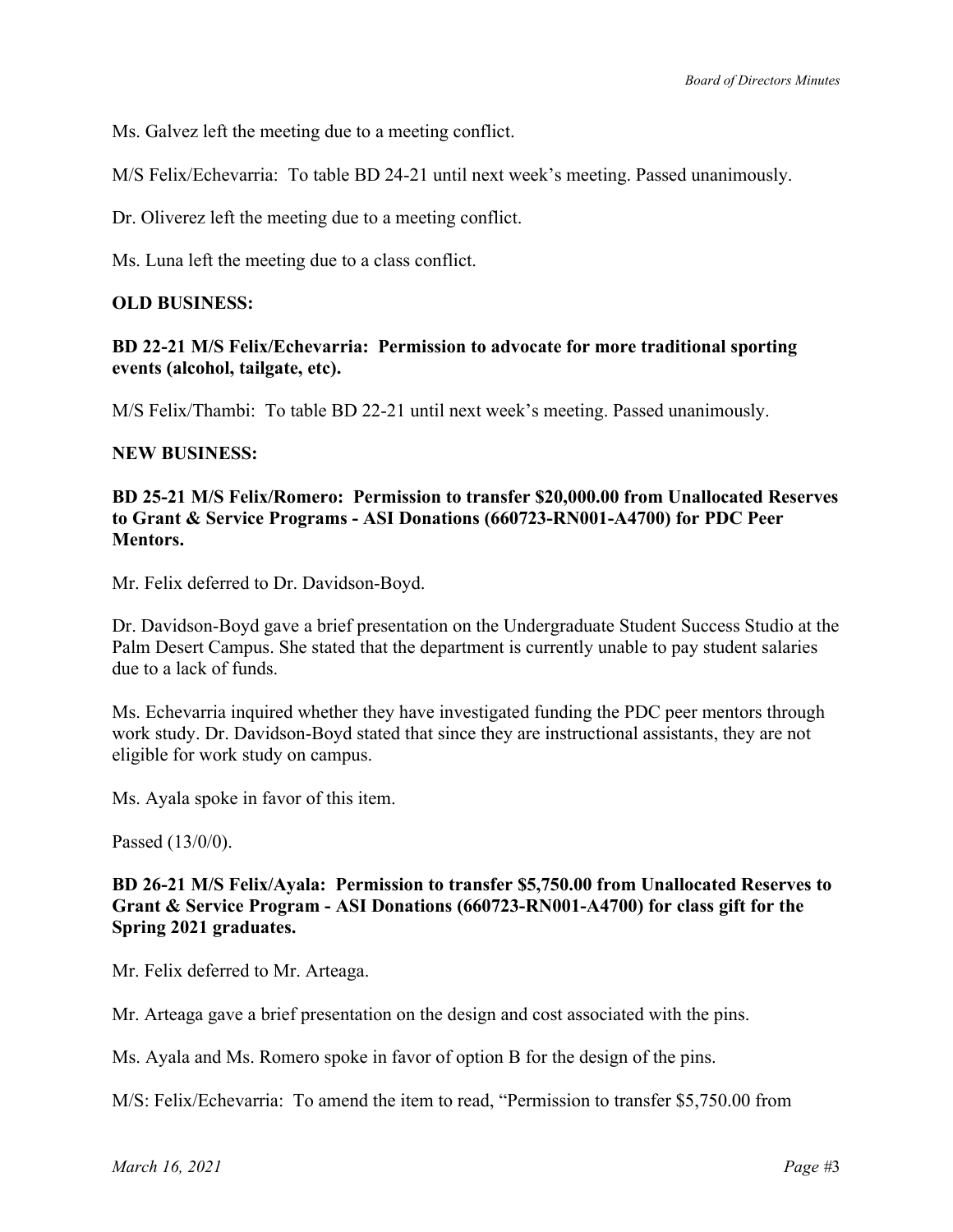Ms. Galvez left the meeting due to a meeting conflict.

M/S Felix/Echevarria: To table BD 24-21 until next week's meeting. Passed unanimously.

Dr. Oliverez left the meeting due to a meeting conflict.

Ms. Luna left the meeting due to a class conflict.

**OLD BUSINESS:**

**BD 22-21 M/S Felix/Echevarria: Permission to advocate for more traditional sporting events (alcohol, tailgate, etc).**

M/S Felix/Thambi: To table BD 22-21 until next week's meeting. Passed unanimously.

**NEW BUSINESS:**

**BD 25-21 M/S Felix/Romero: Permission to transfer $20,000.00 from Unallocated Reserves to Grant & Service Programs - ASI Donations (660723-RN001-A4700) for PDC Peer Mentors.**

Mr. Felix deferred to Dr. Davidson-Boyd.

Dr. Davidson-Boyd gave a brief presentation on the Undergraduate Student Success Studio at the Palm Desert Campus. She stated that the department is currently unable to pay student salaries due to a lack of funds.

Ms. Echevarria inquired whether they have investigated funding the PDC peer mentors through work study. Dr. Davidson-Boyd stated that since they are instructional assistants, they are not eligible for work study on campus.

Ms. Ayala spoke in favor of this item.

Passed (13/0/0).

**BD 26-21 M/S Felix/Ayala: Permission to transfer $5,750.00 from Unallocated Reserves to Grant & Service Program - ASI Donations (660723-RN001-A4700) for class gift for the Spring 2021 graduates.**

Mr. Felix deferred to Mr. Arteaga.

Mr. Arteaga gave a brief presentation on the design and cost associated with the pins.

Ms. Ayala and Ms. Romero spoke in favor of option B for the design of the pins.

M/S: Felix/Echevarria: To amend the item to read, "Permission to transfer $5,750.00 from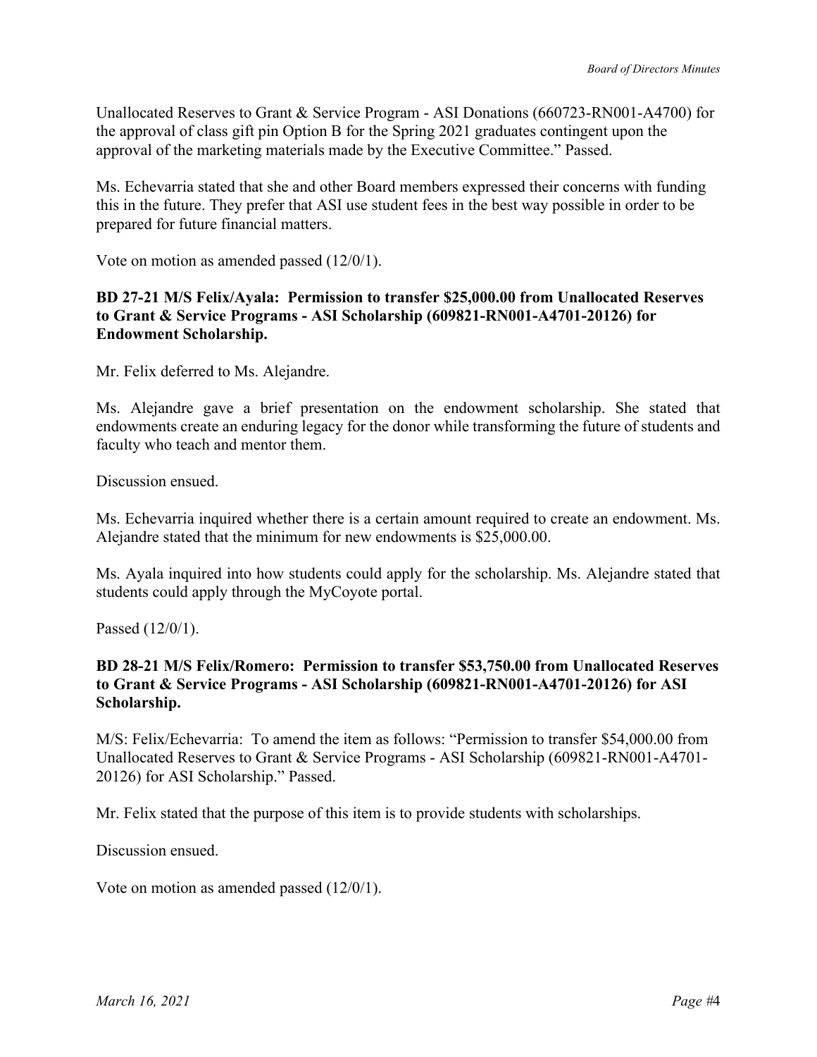Unallocated Reserves to Grant & Service Program - ASI Donations (660723-RN001-A4700) for the approval of class gift pin Option B for the Spring 2021 graduates contingent upon the approval of the marketing materials made by the Executive Committee." Passed.

Ms. Echevarria stated that she and other Board members expressed their concerns with funding this in the future. They prefer that ASI use student fees in the best way possible in order to be prepared for future financial matters.

Vote on motion as amended passed (12/0/1).

**BD 27-21 M/S Felix/Ayala: Permission to transfer $25,000.00 from Unallocated Reserves to Grant & Service Programs - ASI Scholarship (609821-RN001-A4701-20126) for Endowment Scholarship.**

Mr. Felix deferred to Ms. Alejandre.

Ms. Alejandre gave a brief presentation on the endowment scholarship. She stated that endowments create an enduring legacy for the donor while transforming the future of students and faculty who teach and mentor them.

Discussion ensued.

Ms. Echevarria inquired whether there is a certain amount required to create an endowment. Ms. Alejandre stated that the minimum for new endowments is $25,000.00.

Ms. Ayala inquired into how students could apply for the scholarship. Ms. Alejandre stated that students could apply through the MyCoyote portal.

Passed (12/0/1).

**BD 28-21 M/S Felix/Romero: Permission to transfer $53,750.00 from Unallocated Reserves to Grant & Service Programs - ASI Scholarship (609821-RN001-A4701-20126) for ASI Scholarship.**

M/S: Felix/Echevarria: To amend the item as follows: "Permission to transfer $54,000.00 from Unallocated Reserves to Grant & Service Programs - ASI Scholarship (609821-RN001-A4701-20126) for ASI Scholarship." Passed.

Mr. Felix stated that the purpose of this item is to provide students with scholarships.

Discussion ensued.

Vote on motion as amended passed (12/0/1).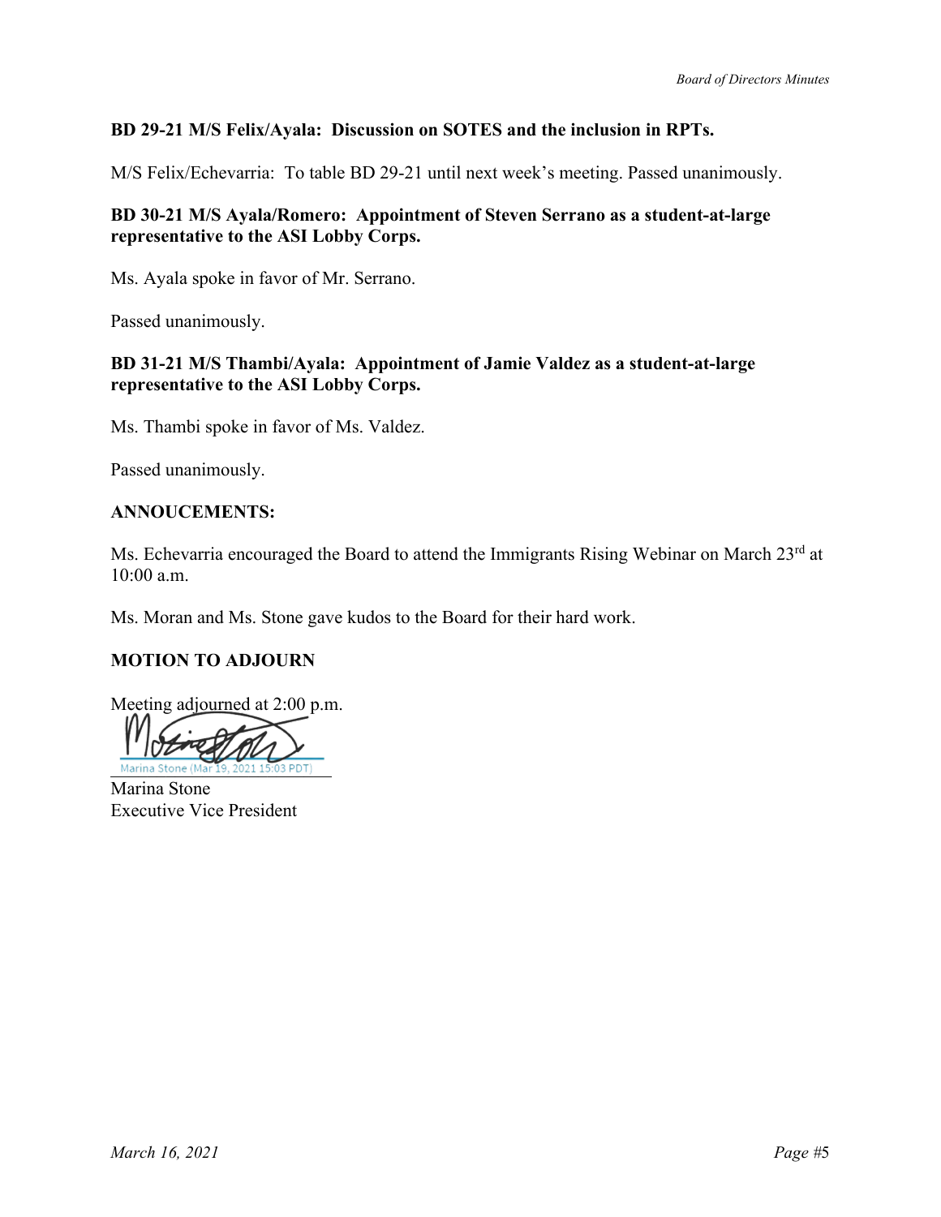**BD 29-21 M/S Felix/Ayala: Discussion on SOTES and the inclusion in RPTs.**

M/S Felix/Echevarria: To table BD 29-21 until next week's meeting. Passed unanimously.

**BD 30-21 M/S Ayala/Romero: Appointment of Steven Serrano as a student-at-large representative to the ASI Lobby Corps.**

Ms. Ayala spoke in favor of Mr. Serrano.

Passed unanimously.

**BD 31-21 M/S Thambi/Ayala: Appointment of Jamie Valdez as a student-at-large representative to the ASI Lobby Corps.**

Ms. Thambi spoke in favor of Ms. Valdez.

Passed unanimously.

**ANNOUCEMENTS:**

Ms. Echevarria encouraged the Board to attend the Immigrants Rising Webinar on March 23rd at 10:00 a.m.

Ms. Moran and Ms. Stone gave kudos to the Board for their hard work.

**MOTION TO ADJOURN**

Meeting adjourned at 2:00 p.m.

Marina Stone (Mar 19, 2021 15:03 PDT)

Marina Stone
Executive Vice President